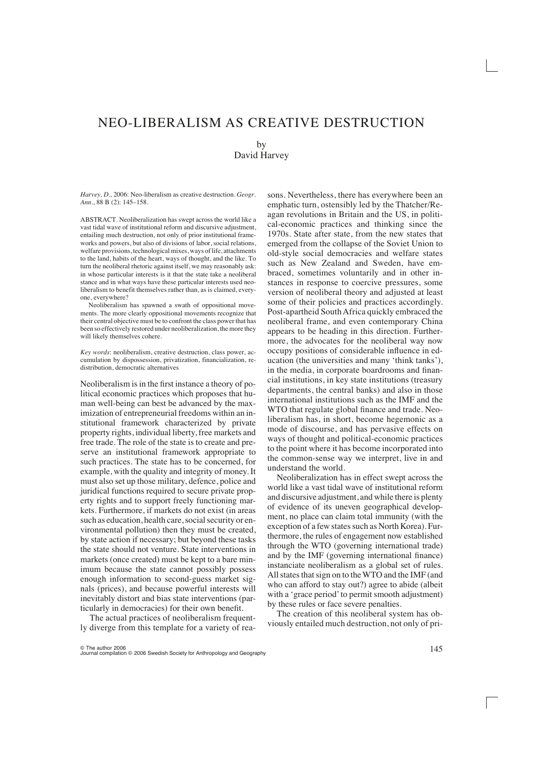# NEO-LIBERALISM AS CREATIVE DESTRUCTION

by
David Harvey

*Harvey, D.*, 2006: Neo-liberalism as creative destruction. *Geogr. Ann.*, 88 B (2): 145–158.

ABSTRACT. Neoliberalization has swept across the world like a vast tidal wave of institutional reform and discursive adjustment, entailing much destruction, not only of prior institutional frameworks and powers, but also of divisions of labor, social relations, welfare provisions, technological mixes, ways of life, attachments to the land, habits of the heart, ways of thought, and the like. To turn the neoliberal rhetoric against itself, we may reasonably ask: in whose particular interests is it that the state take a neoliberal stance and in what ways have these particular interests used neoliberalism to benefit themselves rather than, as is claimed, everyone, everywhere?

Neoliberalism has spawned a swath of oppositional movements. The more clearly oppositional movements recognize that their central objective must be to confront the class power that has been so effectively restored under neoliberalization, the more they will likely themselves cohere.

*Key words*: neoliberalism, creative destruction, class power, accumulation by dispossession, privatization, financialization, redistribution, democratic alternatives

Neoliberalism is in the first instance a theory of political economic practices which proposes that human well-being can best be advanced by the maximization of entrepreneurial freedoms within an institutional framework characterized by private property rights, individual liberty, free markets and free trade. The role of the state is to create and preserve an institutional framework appropriate to such practices. The state has to be concerned, for example, with the quality and integrity of money. It must also set up those military, defence, police and juridical functions required to secure private property rights and to support freely functioning markets. Furthermore, if markets do not exist (in areas such as education, health care, social security or environmental pollution) then they must be created, by state action if necessary; but beyond these tasks the state should not venture. State interventions in markets (once created) must be kept to a bare minimum because the state cannot possibly possess enough information to second-guess market signals (prices), and because powerful interests will inevitably distort and bias state interventions (particularly in democracies) for their own benefit.

The actual practices of neoliberalism frequently diverge from this template for a variety of reasons. Nevertheless, there has everywhere been an emphatic turn, ostensibly led by the Thatcher/Reagan revolutions in Britain and the US, in political-economic practices and thinking since the 1970s. State after state, from the new states that emerged from the collapse of the Soviet Union to old-style social democracies and welfare states such as New Zealand and Sweden, have embraced, sometimes voluntarily and in other instances in response to coercive pressures, some version of neoliberal theory and adjusted at least some of their policies and practices accordingly. Post-apartheid South Africa quickly embraced the neoliberal frame, and even contemporary China appears to be heading in this direction. Furthermore, the advocates for the neoliberal way now occupy positions of considerable influence in education (the universities and many 'think tanks'), in the media, in corporate boardrooms and financial institutions, in key state institutions (treasury departments, the central banks) and also in those international institutions such as the IMF and the WTO that regulate global finance and trade. Neoliberalism has, in short, become hegemonic as a mode of discourse, and has pervasive effects on ways of thought and political-economic practices to the point where it has become incorporated into the common-sense way we interpret, live in and understand the world.

Neoliberalization has in effect swept across the world like a vast tidal wave of institutional reform and discursive adjustment, and while there is plenty of evidence of its uneven geographical development, no place can claim total immunity (with the exception of a few states such as North Korea). Furthermore, the rules of engagement now established through the WTO (governing international trade) and by the IMF (governing international finance) instanciate neoliberalism as a global set of rules. All states that sign on to the WTO and the IMF (and who can afford to stay out?) agree to abide (albeit with a 'grace period' to permit smooth adjustment) by these rules or face severe penalties.

The creation of this neoliberal system has obviously entailed much destruction, not only of pri-

© The author 2006
Journal compilation © 2006 Swedish Society for Anthropology and Geography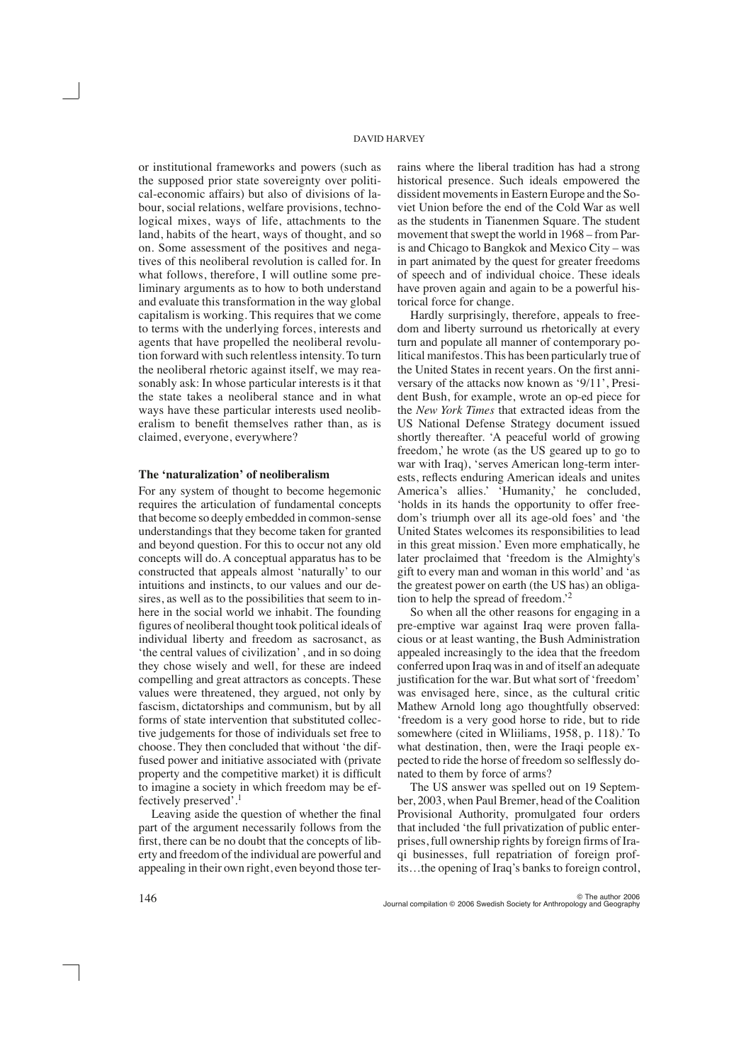or institutional frameworks and powers (such as the supposed prior state sovereignty over political-economic affairs) but also of divisions of labour, social relations, welfare provisions, technological mixes, ways of life, attachments to the land, habits of the heart, ways of thought, and so on. Some assessment of the positives and negatives of this neoliberal revolution is called for. In what follows, therefore, I will outline some preliminary arguments as to how to both understand and evaluate this transformation in the way global capitalism is working. This requires that we come to terms with the underlying forces, interests and agents that have propelled the neoliberal revolution forward with such relentless intensity. To turn the neoliberal rhetoric against itself, we may reasonably ask: In whose particular interests is it that the state takes a neoliberal stance and in what ways have these particular interests used neoliberalism to benefit themselves rather than, as is claimed, everyone, everywhere?

### The 'naturalization' of neoliberalism

For any system of thought to become hegemonic requires the articulation of fundamental concepts that become so deeply embedded in common-sense understandings that they become taken for granted and beyond question. For this to occur not any old concepts will do. A conceptual apparatus has to be constructed that appeals almost 'naturally' to our intuitions and instincts, to our values and our desires, as well as to the possibilities that seem to inhere in the social world we inhabit. The founding figures of neoliberal thought took political ideals of individual liberty and freedom as sacrosanct, as 'the central values of civilization' , and in so doing they chose wisely and well, for these are indeed compelling and great attractors as concepts. These values were threatened, they argued, not only by fascism, dictatorships and communism, but by all forms of state intervention that substituted collective judgements for those of individuals set free to choose. They then concluded that without 'the diffused power and initiative associated with (private property and the competitive market) it is difficult to imagine a society in which freedom may be effectively preserved'.[1]

Leaving aside the question of whether the final part of the argument necessarily follows from the first, there can be no doubt that the concepts of liberty and freedom of the individual are powerful and appealing in their own right, even beyond those terrains where the liberal tradition has had a strong historical presence. Such ideals empowered the dissident movements in Eastern Europe and the Soviet Union before the end of the Cold War as well as the students in Tianenmen Square. The student movement that swept the world in 1968 – from Paris and Chicago to Bangkok and Mexico City – was in part animated by the quest for greater freedoms of speech and of individual choice. These ideals have proven again and again to be a powerful historical force for change.

Hardly surprisingly, therefore, appeals to freedom and liberty surround us rhetorically at every turn and populate all manner of contemporary political manifestos. This has been particularly true of the United States in recent years. On the first anniversary of the attacks now known as '9/11', President Bush, for example, wrote an op-ed piece for the *New York Times* that extracted ideas from the US National Defense Strategy document issued shortly thereafter. 'A peaceful world of growing freedom,' he wrote (as the US geared up to go to war with Iraq), 'serves American long-term interests, reflects enduring American ideals and unites America's allies.' 'Humanity,' he concluded, 'holds in its hands the opportunity to offer freedom's triumph over all its age-old foes' and 'the United States welcomes its responsibilities to lead in this great mission.' Even more emphatically, he later proclaimed that 'freedom is the Almighty's gift to every man and woman in this world' and 'as the greatest power on earth (the US has) an obligation to help the spread of freedom.'[2]

So when all the other reasons for engaging in a pre-emptive war against Iraq were proven fallacious or at least wanting, the Bush Administration appealed increasingly to the idea that the freedom conferred upon Iraq was in and of itself an adequate justification for the war. But what sort of 'freedom' was envisaged here, since, as the cultural critic Mathew Arnold long ago thoughtfully observed: 'freedom is a very good horse to ride, but to ride somewhere (cited in Wliiliams, 1958, p. 118).' To what destination, then, were the Iraqi people expected to ride the horse of freedom so selflessly donated to them by force of arms?

The US answer was spelled out on 19 September, 2003, when Paul Bremer, head of the Coalition Provisional Authority, promulgated four orders that included 'the full privatization of public enterprises, full ownership rights by foreign firms of Iraqi businesses, full repatriation of foreign profits…the opening of Iraq's banks to foreign control,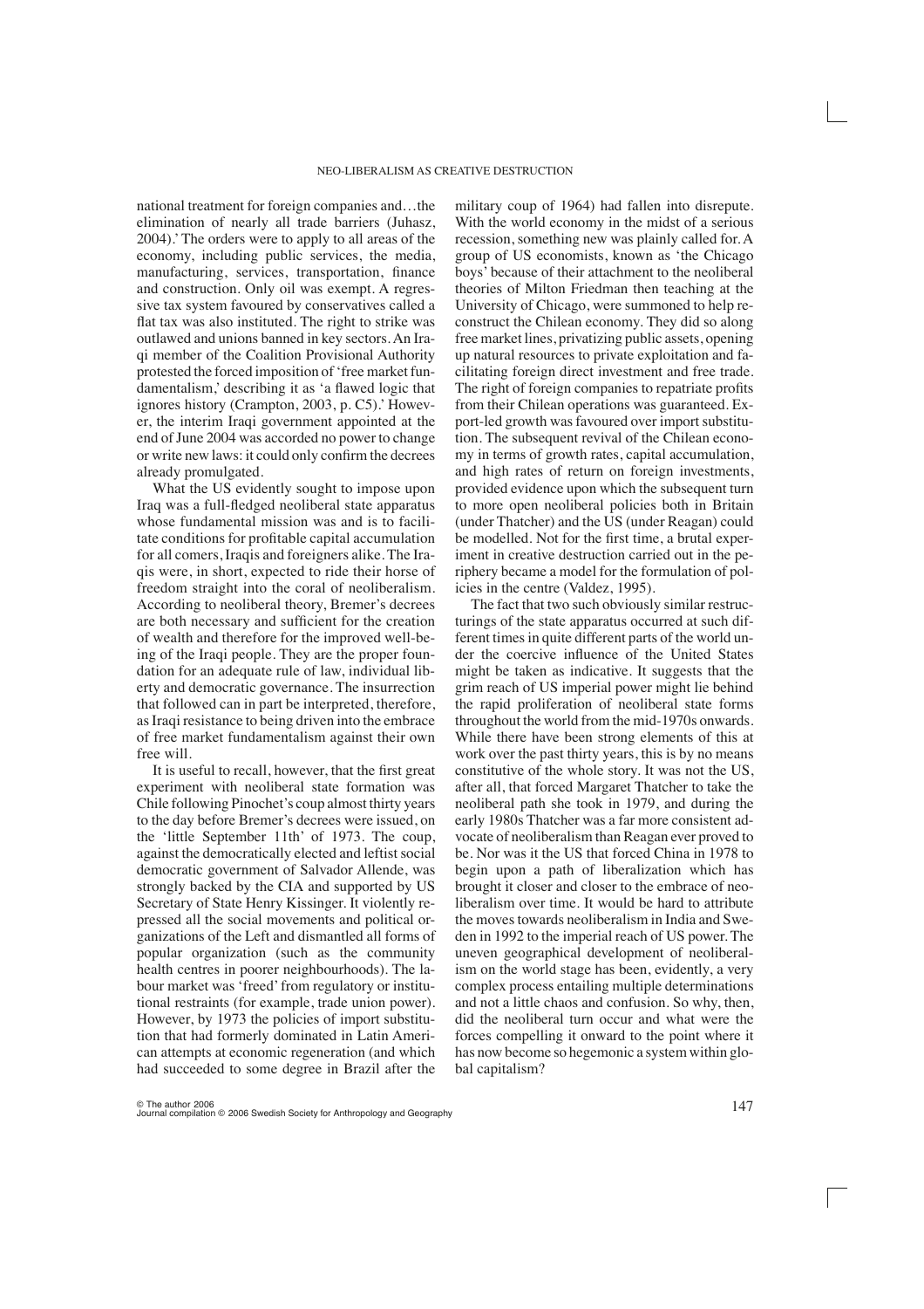national treatment for foreign companies and…the elimination of nearly all trade barriers (Juhasz, 2004).' The orders were to apply to all areas of the economy, including public services, the media, manufacturing, services, transportation, finance and construction. Only oil was exempt. A regressive tax system favoured by conservatives called a flat tax was also instituted. The right to strike was outlawed and unions banned in key sectors. An Iraqi member of the Coalition Provisional Authority protested the forced imposition of 'free market fundamentalism,' describing it as 'a flawed logic that ignores history (Crampton, 2003, p. C5).' However, the interim Iraqi government appointed at the end of June 2004 was accorded no power to change or write new laws: it could only confirm the decrees already promulgated.

What the US evidently sought to impose upon Iraq was a full-fledged neoliberal state apparatus whose fundamental mission was and is to facilitate conditions for profitable capital accumulation for all comers, Iraqis and foreigners alike. The Iraqis were, in short, expected to ride their horse of freedom straight into the coral of neoliberalism. According to neoliberal theory, Bremer's decrees are both necessary and sufficient for the creation of wealth and therefore for the improved well-being of the Iraqi people. They are the proper foundation for an adequate rule of law, individual liberty and democratic governance. The insurrection that followed can in part be interpreted, therefore, as Iraqi resistance to being driven into the embrace of free market fundamentalism against their own free will.

It is useful to recall, however, that the first great experiment with neoliberal state formation was Chile following Pinochet's coup almost thirty years to the day before Bremer's decrees were issued, on the 'little September 11th' of 1973. The coup, against the democratically elected and leftist social democratic government of Salvador Allende, was strongly backed by the CIA and supported by US Secretary of State Henry Kissinger. It violently repressed all the social movements and political organizations of the Left and dismantled all forms of popular organization (such as the community health centres in poorer neighbourhoods). The labour market was 'freed' from regulatory or institutional restraints (for example, trade union power). However, by 1973 the policies of import substitution that had formerly dominated in Latin American attempts at economic regeneration (and which had succeeded to some degree in Brazil after the military coup of 1964) had fallen into disrepute. With the world economy in the midst of a serious recession, something new was plainly called for. A group of US economists, known as 'the Chicago boys' because of their attachment to the neoliberal theories of Milton Friedman then teaching at the University of Chicago, were summoned to help reconstruct the Chilean economy. They did so along free market lines, privatizing public assets, opening up natural resources to private exploitation and facilitating foreign direct investment and free trade. The right of foreign companies to repatriate profits from their Chilean operations was guaranteed. Export-led growth was favoured over import substitution. The subsequent revival of the Chilean economy in terms of growth rates, capital accumulation, and high rates of return on foreign investments, provided evidence upon which the subsequent turn to more open neoliberal policies both in Britain (under Thatcher) and the US (under Reagan) could be modelled. Not for the first time, a brutal experiment in creative destruction carried out in the periphery became a model for the formulation of policies in the centre (Valdez, 1995).

The fact that two such obviously similar restructurings of the state apparatus occurred at such different times in quite different parts of the world under the coercive influence of the United States might be taken as indicative. It suggests that the grim reach of US imperial power might lie behind the rapid proliferation of neoliberal state forms throughout the world from the mid-1970s onwards. While there have been strong elements of this at work over the past thirty years, this is by no means constitutive of the whole story. It was not the US, after all, that forced Margaret Thatcher to take the neoliberal path she took in 1979, and during the early 1980s Thatcher was a far more consistent advocate of neoliberalism than Reagan ever proved to be. Nor was it the US that forced China in 1978 to begin upon a path of liberalization which has brought it closer and closer to the embrace of neoliberalism over time. It would be hard to attribute the moves towards neoliberalism in India and Sweden in 1992 to the imperial reach of US power. The uneven geographical development of neoliberalism on the world stage has been, evidently, a very complex process entailing multiple determinations and not a little chaos and confusion. So why, then, did the neoliberal turn occur and what were the forces compelling it onward to the point where it has now become so hegemonic a system within global capitalism?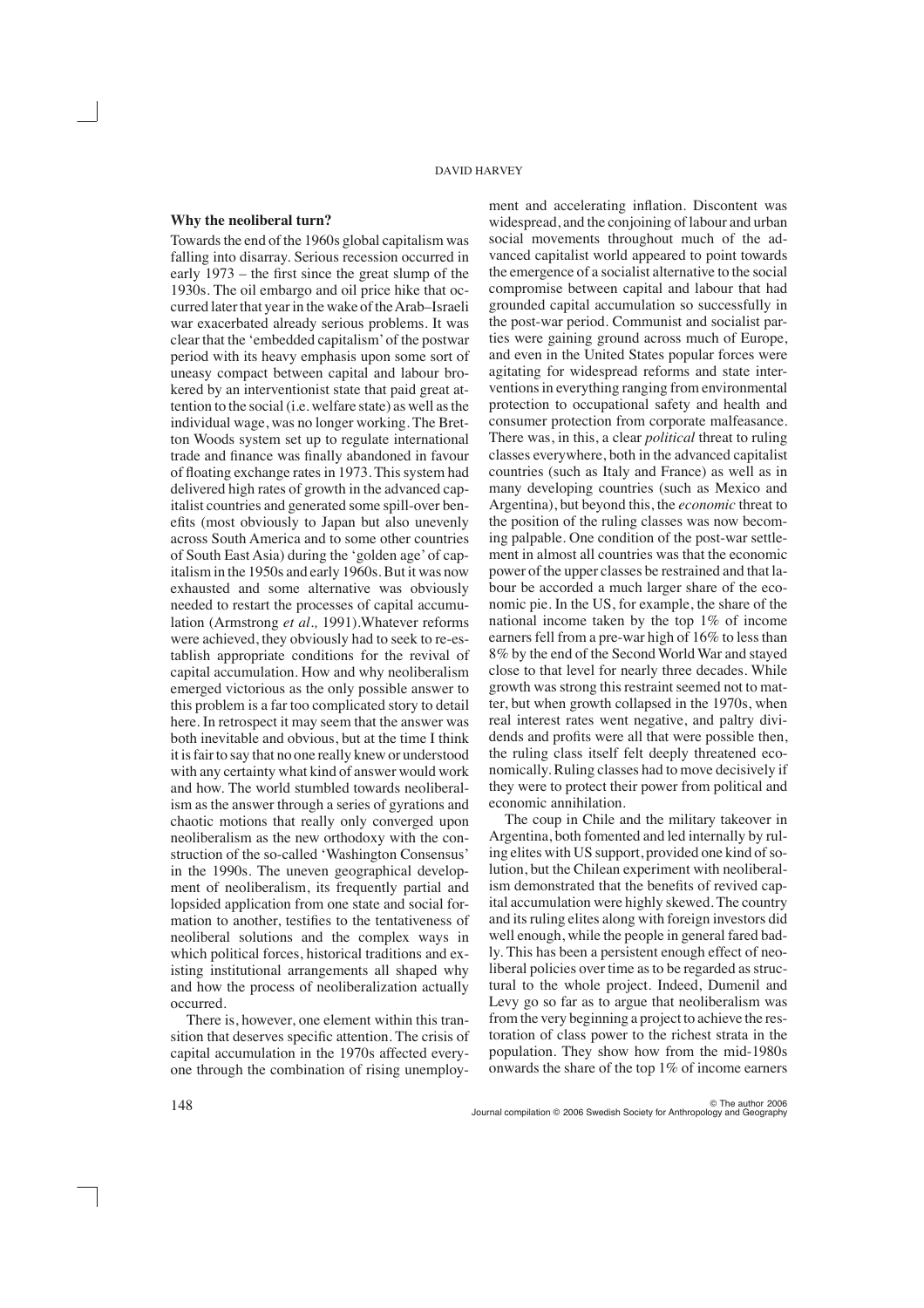### Why the neoliberal turn?

Towards the end of the 1960s global capitalism was falling into disarray. Serious recession occurred in early 1973 – the first since the great slump of the 1930s. The oil embargo and oil price hike that occurred later that year in the wake of the Arab–Israeli war exacerbated already serious problems. It was clear that the 'embedded capitalism' of the postwar period with its heavy emphasis upon some sort of uneasy compact between capital and labour brokered by an interventionist state that paid great attention to the social (i.e. welfare state) as well as the individual wage, was no longer working. The Bretton Woods system set up to regulate international trade and finance was finally abandoned in favour of floating exchange rates in 1973. This system had delivered high rates of growth in the advanced capitalist countries and generated some spill-over benefits (most obviously to Japan but also unevenly across South America and to some other countries of South East Asia) during the 'golden age' of capitalism in the 1950s and early 1960s. But it was now exhausted and some alternative was obviously needed to restart the processes of capital accumulation (Armstrong *et al.,* 1991). Whatever reforms were achieved, they obviously had to seek to re-establish appropriate conditions for the revival of capital accumulation. How and why neoliberalism emerged victorious as the only possible answer to this problem is a far too complicated story to detail here. In retrospect it may seem that the answer was both inevitable and obvious, but at the time I think it is fair to say that no one really knew or understood with any certainty what kind of answer would work and how. The world stumbled towards neoliberalism as the answer through a series of gyrations and chaotic motions that really only converged upon neoliberalism as the new orthodoxy with the construction of the so-called 'Washington Consensus' in the 1990s. The uneven geographical development of neoliberalism, its frequently partial and lopsided application from one state and social formation to another, testifies to the tentativeness of neoliberal solutions and the complex ways in which political forces, historical traditions and existing institutional arrangements all shaped why and how the process of neoliberalization actually occurred.

There is, however, one element within this transition that deserves specific attention. The crisis of capital accumulation in the 1970s affected everyone through the combination of rising unemployment and accelerating inflation. Discontent was widespread, and the conjoining of labour and urban social movements throughout much of the advanced capitalist world appeared to point towards the emergence of a socialist alternative to the social compromise between capital and labour that had grounded capital accumulation so successfully in the post-war period. Communist and socialist parties were gaining ground across much of Europe, and even in the United States popular forces were agitating for widespread reforms and state interventions in everything ranging from environmental protection to occupational safety and health and consumer protection from corporate malfeasance. There was, in this, a clear *political* threat to ruling classes everywhere, both in the advanced capitalist countries (such as Italy and France) as well as in many developing countries (such as Mexico and Argentina), but beyond this, the *economic* threat to the position of the ruling classes was now becoming palpable. One condition of the post-war settlement in almost all countries was that the economic power of the upper classes be restrained and that labour be accorded a much larger share of the economic pie. In the US, for example, the share of the national income taken by the top 1% of income earners fell from a pre-war high of 16% to less than 8% by the end of the Second World War and stayed close to that level for nearly three decades. While growth was strong this restraint seemed not to matter, but when growth collapsed in the 1970s, when real interest rates went negative, and paltry dividends and profits were all that were possible then, the ruling class itself felt deeply threatened economically. Ruling classes had to move decisively if they were to protect their power from political and economic annihilation.

The coup in Chile and the military takeover in Argentina, both fomented and led internally by ruling elites with US support, provided one kind of solution, but the Chilean experiment with neoliberalism demonstrated that the benefits of revived capital accumulation were highly skewed. The country and its ruling elites along with foreign investors did well enough, while the people in general fared badly. This has been a persistent enough effect of neoliberal policies over time as to be regarded as structural to the whole project. Indeed, Dumenil and Levy go so far as to argue that neoliberalism was from the very beginning a project to achieve the restoration of class power to the richest strata in the population. They show how from the mid-1980s onwards the share of the top 1% of income earners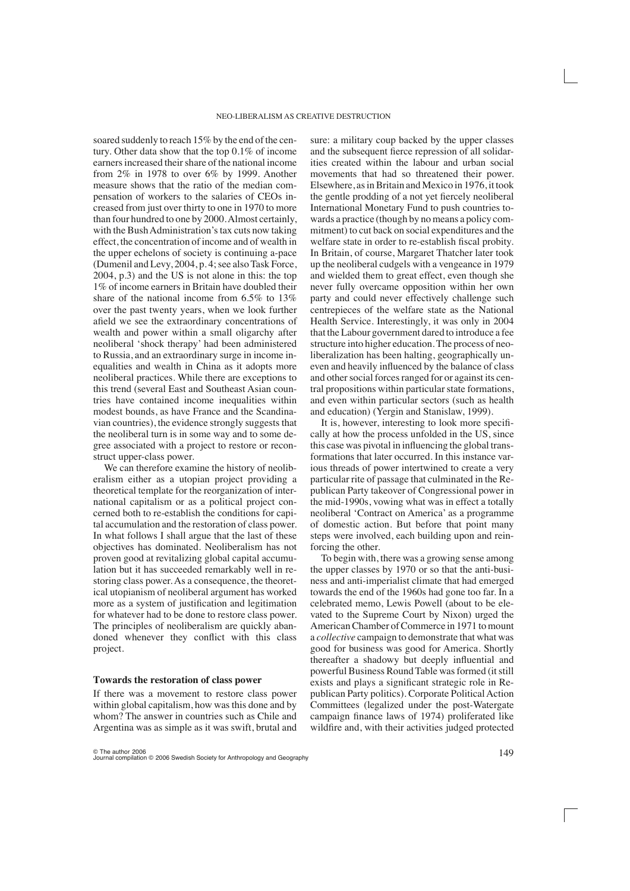soared suddenly to reach 15% by the end of the century. Other data show that the top 0.1% of income earners increased their share of the national income from 2% in 1978 to over 6% by 1999. Another measure shows that the ratio of the median compensation of workers to the salaries of CEOs increased from just over thirty to one in 1970 to more than four hundred to one by 2000. Almost certainly, with the Bush Administration's tax cuts now taking effect, the concentration of income and of wealth in the upper echelons of society is continuing a-pace (Dumenil and Levy, 2004, p. 4; see also Task Force, 2004, p.3) and the US is not alone in this: the top 1% of income earners in Britain have doubled their share of the national income from 6.5% to 13% over the past twenty years, when we look further afield we see the extraordinary concentrations of wealth and power within a small oligarchy after neoliberal 'shock therapy' had been administered to Russia, and an extraordinary surge in income inequalities and wealth in China as it adopts more neoliberal practices. While there are exceptions to this trend (several East and Southeast Asian countries have contained income inequalities within modest bounds, as have France and the Scandinavian countries), the evidence strongly suggests that the neoliberal turn is in some way and to some degree associated with a project to restore or reconstruct upper-class power.

We can therefore examine the history of neoliberalism either as a utopian project providing a theoretical template for the reorganization of international capitalism or as a political project concerned both to re-establish the conditions for capital accumulation and the restoration of class power. In what follows I shall argue that the last of these objectives has dominated. Neoliberalism has not proven good at revitalizing global capital accumulation but it has succeeded remarkably well in restoring class power. As a consequence, the theoretical utopianism of neoliberal argument has worked more as a system of justification and legitimation for whatever had to be done to restore class power. The principles of neoliberalism are quickly abandoned whenever they conflict with this class project.

### Towards the restoration of class power

If there was a movement to restore class power within global capitalism, how was this done and by whom? The answer in countries such as Chile and Argentina was as simple as it was swift, brutal and sure: a military coup backed by the upper classes and the subsequent fierce repression of all solidarities created within the labour and urban social movements that had so threatened their power. Elsewhere, as in Britain and Mexico in 1976, it took the gentle prodding of a not yet fiercely neoliberal International Monetary Fund to push countries towards a practice (though by no means a policy commitment) to cut back on social expenditures and the welfare state in order to re-establish fiscal probity. In Britain, of course, Margaret Thatcher later took up the neoliberal cudgels with a vengeance in 1979 and wielded them to great effect, even though she never fully overcame opposition within her own party and could never effectively challenge such centrepieces of the welfare state as the National Health Service. Interestingly, it was only in 2004 that the Labour government dared to introduce a fee structure into higher education. The process of neoliberalization has been halting, geographically uneven and heavily influenced by the balance of class and other social forces ranged for or against its central propositions within particular state formations, and even within particular sectors (such as health and education) (Yergin and Stanislaw, 1999).

It is, however, interesting to look more specifically at how the process unfolded in the US, since this case was pivotal in influencing the global transformations that later occurred. In this instance various threads of power intertwined to create a very particular rite of passage that culminated in the Republican Party takeover of Congressional power in the mid-1990s, vowing what was in effect a totally neoliberal 'Contract on America' as a programme of domestic action. But before that point many steps were involved, each building upon and reinforcing the other.

To begin with, there was a growing sense among the upper classes by 1970 or so that the anti-business and anti-imperialist climate that had emerged towards the end of the 1960s had gone too far. In a celebrated memo, Lewis Powell (about to be elevated to the Supreme Court by Nixon) urged the American Chamber of Commerce in 1971 to mount a *collective* campaign to demonstrate that what was good for business was good for America. Shortly thereafter a shadowy but deeply influential and powerful Business Round Table was formed (it still exists and plays a significant strategic role in Republican Party politics). Corporate Political Action Committees (legalized under the post-Watergate campaign finance laws of 1974) proliferated like wildfire and, with their activities judged protected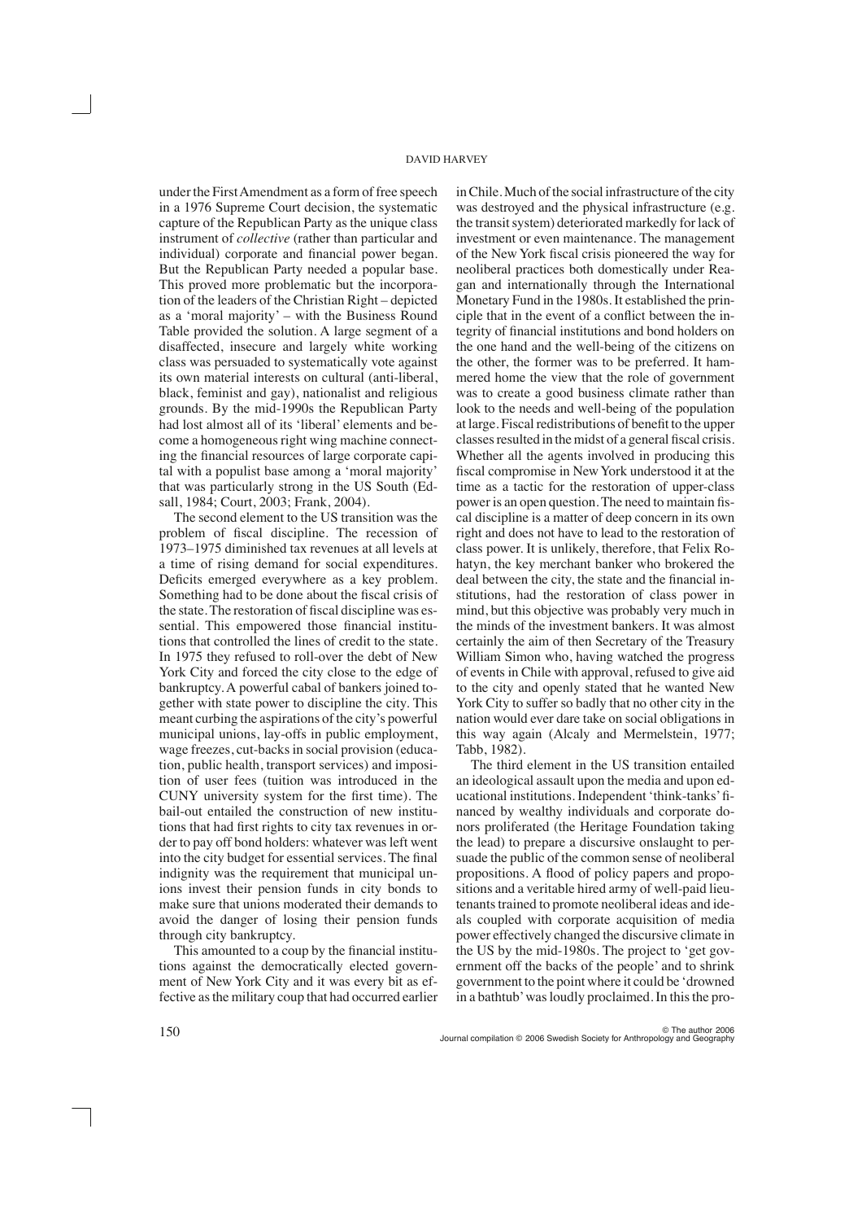under the First Amendment as a form of free speech in a 1976 Supreme Court decision, the systematic capture of the Republican Party as the unique class instrument of *collective* (rather than particular and individual) corporate and financial power began. But the Republican Party needed a popular base. This proved more problematic but the incorporation of the leaders of the Christian Right – depicted as a 'moral majority' – with the Business Round Table provided the solution. A large segment of a disaffected, insecure and largely white working class was persuaded to systematically vote against its own material interests on cultural (anti-liberal, black, feminist and gay), nationalist and religious grounds. By the mid-1990s the Republican Party had lost almost all of its 'liberal' elements and become a homogeneous right wing machine connecting the financial resources of large corporate capital with a populist base among a 'moral majority' that was particularly strong in the US South (Edsall, 1984; Court, 2003; Frank, 2004).

The second element to the US transition was the problem of fiscal discipline. The recession of 1973–1975 diminished tax revenues at all levels at a time of rising demand for social expenditures. Deficits emerged everywhere as a key problem. Something had to be done about the fiscal crisis of the state. The restoration of fiscal discipline was essential. This empowered those financial institutions that controlled the lines of credit to the state. In 1975 they refused to roll-over the debt of New York City and forced the city close to the edge of bankruptcy. A powerful cabal of bankers joined together with state power to discipline the city. This meant curbing the aspirations of the city's powerful municipal unions, lay-offs in public employment, wage freezes, cut-backs in social provision (education, public health, transport services) and imposition of user fees (tuition was introduced in the CUNY university system for the first time). The bail-out entailed the construction of new institutions that had first rights to city tax revenues in order to pay off bond holders: whatever was left went into the city budget for essential services. The final indignity was the requirement that municipal unions invest their pension funds in city bonds to make sure that unions moderated their demands to avoid the danger of losing their pension funds through city bankruptcy.

This amounted to a coup by the financial institutions against the democratically elected government of New York City and it was every bit as effective as the military coup that had occurred earlier in Chile. Much of the social infrastructure of the city was destroyed and the physical infrastructure (e.g. the transit system) deteriorated markedly for lack of investment or even maintenance. The management of the New York fiscal crisis pioneered the way for neoliberal practices both domestically under Reagan and internationally through the International Monetary Fund in the 1980s. It established the principle that in the event of a conflict between the integrity of financial institutions and bond holders on the one hand and the well-being of the citizens on the other, the former was to be preferred. It hammered home the view that the role of government was to create a good business climate rather than look to the needs and well-being of the population at large. Fiscal redistributions of benefit to the upper classes resulted in the midst of a general fiscal crisis. Whether all the agents involved in producing this fiscal compromise in New York understood it at the time as a tactic for the restoration of upper-class power is an open question. The need to maintain fiscal discipline is a matter of deep concern in its own right and does not have to lead to the restoration of class power. It is unlikely, therefore, that Felix Rohatyn, the key merchant banker who brokered the deal between the city, the state and the financial institutions, had the restoration of class power in mind, but this objective was probably very much in the minds of the investment bankers. It was almost certainly the aim of then Secretary of the Treasury William Simon who, having watched the progress of events in Chile with approval, refused to give aid to the city and openly stated that he wanted New York City to suffer so badly that no other city in the nation would ever dare take on social obligations in this way again (Alcaly and Mermelstein, 1977; Tabb, 1982).

The third element in the US transition entailed an ideological assault upon the media and upon educational institutions. Independent 'think-tanks' financed by wealthy individuals and corporate donors proliferated (the Heritage Foundation taking the lead) to prepare a discursive onslaught to persuade the public of the common sense of neoliberal propositions. A flood of policy papers and propositions and a veritable hired army of well-paid lieutenants trained to promote neoliberal ideas and ideals coupled with corporate acquisition of media power effectively changed the discursive climate in the US by the mid-1980s. The project to 'get government off the backs of the people' and to shrink government to the point where it could be 'drowned in a bathtub' was loudly proclaimed. In this the pro-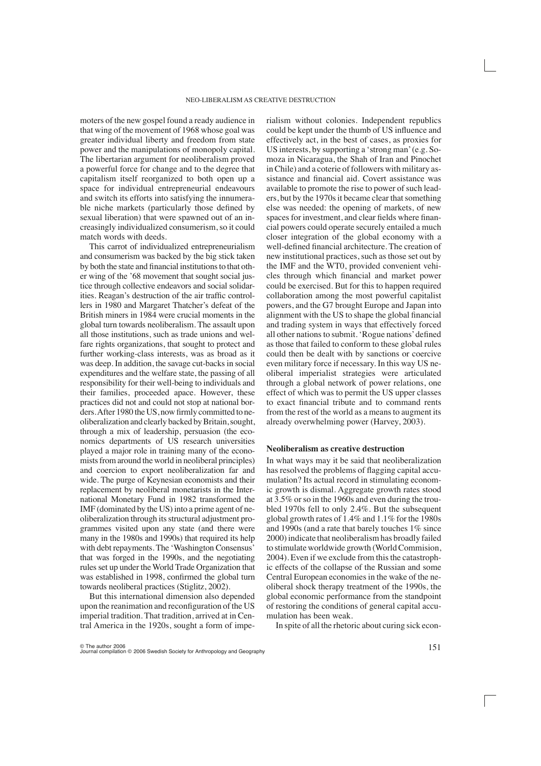moters of the new gospel found a ready audience in that wing of the movement of 1968 whose goal was greater individual liberty and freedom from state power and the manipulations of monopoly capital. The libertarian argument for neoliberalism proved a powerful force for change and to the degree that capitalism itself reorganized to both open up a space for individual entrepreneurial endeavours and switch its efforts into satisfying the innumerable niche markets (particularly those defined by sexual liberation) that were spawned out of an increasingly individualized consumerism, so it could match words with deeds.

This carrot of individualized entrepreneurialism and consumerism was backed by the big stick taken by both the state and financial institutions to that other wing of the '68 movement that sought social justice through collective endeavors and social solidarities. Reagan's destruction of the air traffic controllers in 1980 and Margaret Thatcher's defeat of the British miners in 1984 were crucial moments in the global turn towards neoliberalism. The assault upon all those institutions, such as trade unions and welfare rights organizations, that sought to protect and further working-class interests, was as broad as it was deep. In addition, the savage cut-backs in social expenditures and the welfare state, the passing of all responsibility for their well-being to individuals and their families, proceeded apace. However, these practices did not and could not stop at national borders. After 1980 the US, now firmly committed to neoliberalization and clearly backed by Britain, sought, through a mix of leadership, persuasion (the economics departments of US research universities played a major role in training many of the economists from around the world in neoliberal principles) and coercion to export neoliberalization far and wide. The purge of Keynesian economists and their replacement by neoliberal monetarists in the International Monetary Fund in 1982 transformed the IMF (dominated by the US) into a prime agent of neoliberalization through its structural adjustment programmes visited upon any state (and there were many in the 1980s and 1990s) that required its help with debt repayments. The 'Washington Consensus' that was forged in the 1990s, and the negotiating rules set up under the World Trade Organization that was established in 1998, confirmed the global turn towards neoliberal practices (Stiglitz, 2002).

But this international dimension also depended upon the reanimation and reconfiguration of the US imperial tradition. That tradition, arrived at in Central America in the 1920s, sought a form of imperialism without colonies. Independent republics could be kept under the thumb of US influence and effectively act, in the best of cases, as proxies for US interests, by supporting a 'strong man' (e.g. Somoza in Nicaragua, the Shah of Iran and Pinochet in Chile) and a coterie of followers with military assistance and financial aid. Covert assistance was available to promote the rise to power of such leaders, but by the 1970s it became clear that something else was needed: the opening of markets, of new spaces for investment, and clear fields where financial powers could operate securely entailed a much closer integration of the global economy with a well-defined financial architecture. The creation of new institutional practices, such as those set out by the IMF and the WT0, provided convenient vehicles through which financial and market power could be exercised. But for this to happen required collaboration among the most powerful capitalist powers, and the G7 brought Europe and Japan into alignment with the US to shape the global financial and trading system in ways that effectively forced all other nations to submit. 'Rogue nations' defined as those that failed to conform to these global rules could then be dealt with by sanctions or coercive even military force if necessary. In this way US neoliberal imperialist strategies were articulated through a global network of power relations, one effect of which was to permit the US upper classes to exact financial tribute and to command rents from the rest of the world as a means to augment its already overwhelming power (Harvey, 2003).

## Neoliberalism as creative destruction

In what ways may it be said that neoliberalization has resolved the problems of flagging capital accumulation? Its actual record in stimulating economic growth is dismal. Aggregate growth rates stood at 3.5% or so in the 1960s and even during the troubled 1970s fell to only 2.4%. But the subsequent global growth rates of 1.4% and 1.1% for the 1980s and 1990s (and a rate that barely touches 1% since 2000) indicate that neoliberalism has broadly failed to stimulate worldwide growth (World Commision, 2004). Even if we exclude from this the catastrophic effects of the collapse of the Russian and some Central European economies in the wake of the neoliberal shock therapy treatment of the 1990s, the global economic performance from the standpoint of restoring the conditions of general capital accumulation has been weak.

In spite of all the rhetoric about curing sick econ-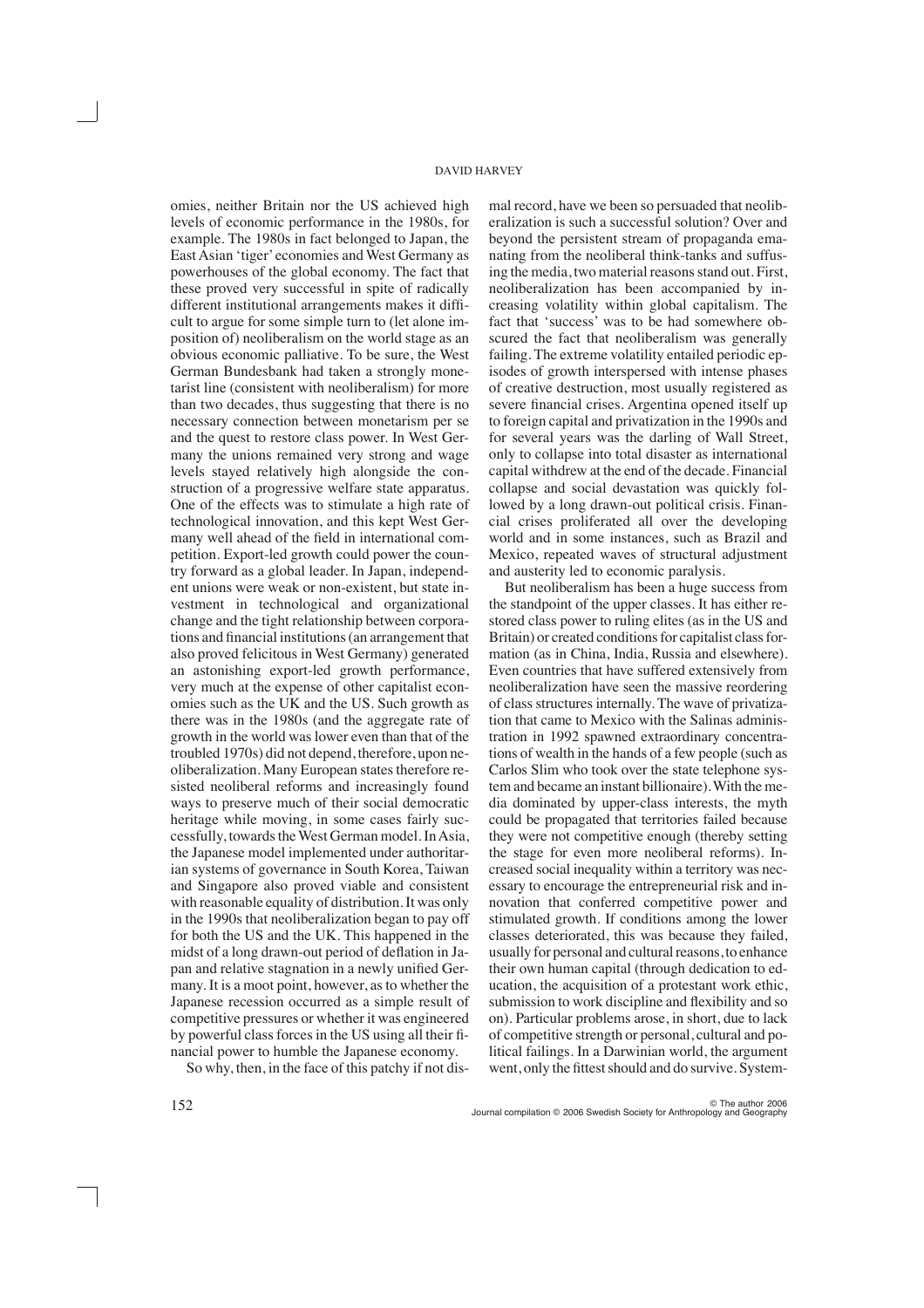omies, neither Britain nor the US achieved high levels of economic performance in the 1980s, for example. The 1980s in fact belonged to Japan, the East Asian 'tiger' economies and West Germany as powerhouses of the global economy. The fact that these proved very successful in spite of radically different institutional arrangements makes it difficult to argue for some simple turn to (let alone imposition of) neoliberalism on the world stage as an obvious economic palliative. To be sure, the West German Bundesbank had taken a strongly monetarist line (consistent with neoliberalism) for more than two decades, thus suggesting that there is no necessary connection between monetarism per se and the quest to restore class power. In West Germany the unions remained very strong and wage levels stayed relatively high alongside the construction of a progressive welfare state apparatus. One of the effects was to stimulate a high rate of technological innovation, and this kept West Germany well ahead of the field in international competition. Export-led growth could power the country forward as a global leader. In Japan, independent unions were weak or non-existent, but state investment in technological and organizational change and the tight relationship between corporations and financial institutions (an arrangement that also proved felicitous in West Germany) generated an astonishing export-led growth performance, very much at the expense of other capitalist economies such as the UK and the US. Such growth as there was in the 1980s (and the aggregate rate of growth in the world was lower even than that of the troubled 1970s) did not depend, therefore, upon neoliberalization. Many European states therefore resisted neoliberal reforms and increasingly found ways to preserve much of their social democratic heritage while moving, in some cases fairly successfully, towards the West German model. In Asia, the Japanese model implemented under authoritarian systems of governance in South Korea, Taiwan and Singapore also proved viable and consistent with reasonable equality of distribution. It was only in the 1990s that neoliberalization began to pay off for both the US and the UK. This happened in the midst of a long drawn-out period of deflation in Japan and relative stagnation in a newly unified Germany. It is a moot point, however, as to whether the Japanese recession occurred as a simple result of competitive pressures or whether it was engineered by powerful class forces in the US using all their financial power to humble the Japanese economy.

So why, then, in the face of this patchy if not dismal record, have we been so persuaded that neoliberalization is such a successful solution? Over and beyond the persistent stream of propaganda emanating from the neoliberal think-tanks and suffusing the media, two material reasons stand out. First, neoliberalization has been accompanied by increasing volatility within global capitalism. The fact that 'success' was to be had somewhere obscured the fact that neoliberalism was generally failing. The extreme volatility entailed periodic episodes of growth interspersed with intense phases of creative destruction, most usually registered as severe financial crises. Argentina opened itself up to foreign capital and privatization in the 1990s and for several years was the darling of Wall Street, only to collapse into total disaster as international capital withdrew at the end of the decade. Financial collapse and social devastation was quickly followed by a long drawn-out political crisis. Financial crises proliferated all over the developing world and in some instances, such as Brazil and Mexico, repeated waves of structural adjustment and austerity led to economic paralysis.

But neoliberalism has been a huge success from the standpoint of the upper classes. It has either restored class power to ruling elites (as in the US and Britain) or created conditions for capitalist class formation (as in China, India, Russia and elsewhere). Even countries that have suffered extensively from neoliberalization have seen the massive reordering of class structures internally. The wave of privatization that came to Mexico with the Salinas administration in 1992 spawned extraordinary concentrations of wealth in the hands of a few people (such as Carlos Slim who took over the state telephone system and became an instant billionaire). With the media dominated by upper-class interests, the myth could be propagated that territories failed because they were not competitive enough (thereby setting the stage for even more neoliberal reforms). Increased social inequality within a territory was necessary to encourage the entrepreneurial risk and innovation that conferred competitive power and stimulated growth. If conditions among the lower classes deteriorated, this was because they failed, usually for personal and cultural reasons, to enhance their own human capital (through dedication to education, the acquisition of a protestant work ethic, submission to work discipline and flexibility and so on). Particular problems arose, in short, due to lack of competitive strength or personal, cultural and political failings. In a Darwinian world, the argument went, only the fittest should and do survive. System-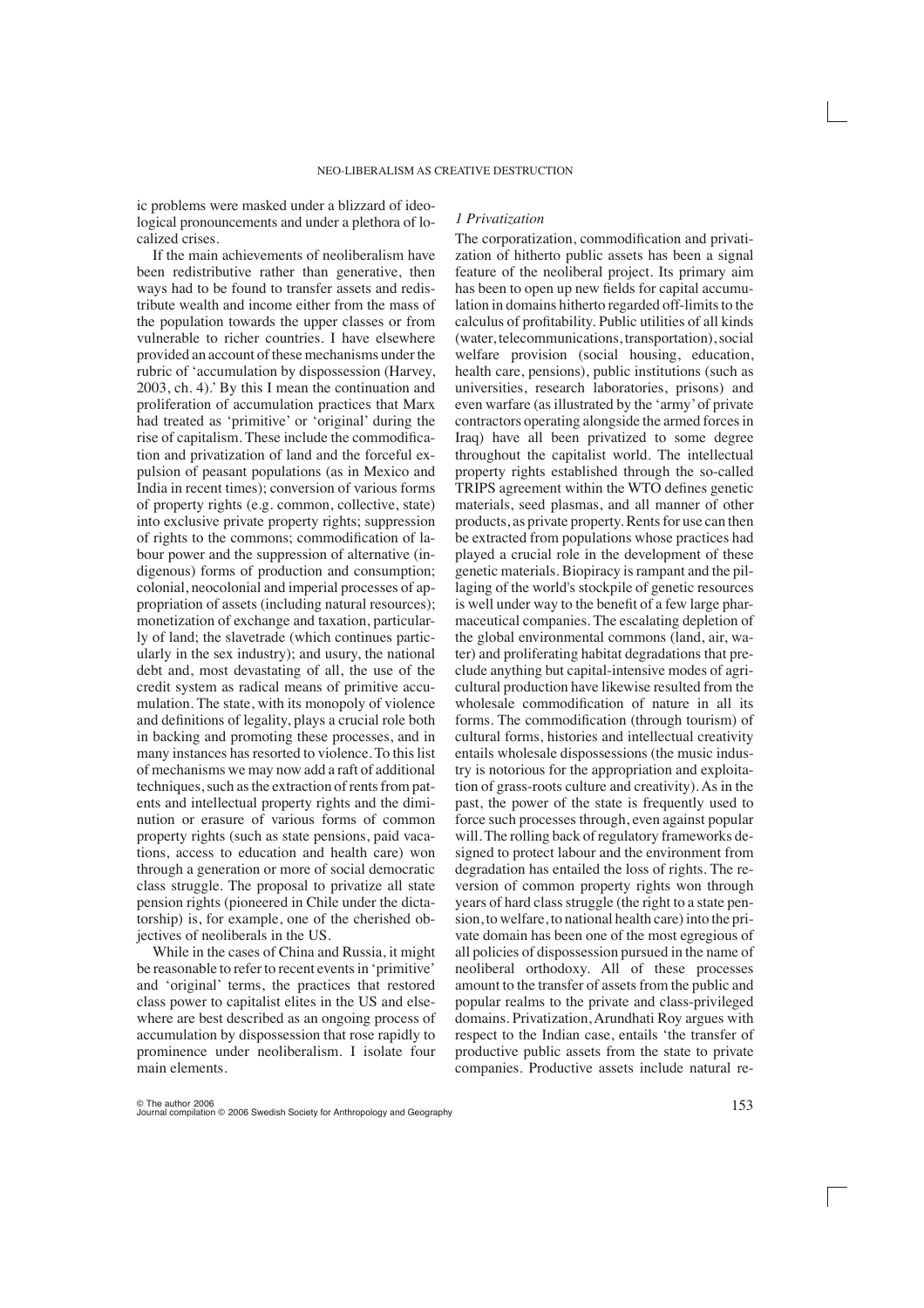ic problems were masked under a blizzard of ideological pronouncements and under a plethora of localized crises.

If the main achievements of neoliberalism have been redistributive rather than generative, then ways had to be found to transfer assets and redistribute wealth and income either from the mass of the population towards the upper classes or from vulnerable to richer countries. I have elsewhere provided an account of these mechanisms under the rubric of 'accumulation by dispossession (Harvey, 2003, ch. 4).' By this I mean the continuation and proliferation of accumulation practices that Marx had treated as 'primitive' or 'original' during the rise of capitalism. These include the commodification and privatization of land and the forceful expulsion of peasant populations (as in Mexico and India in recent times); conversion of various forms of property rights (e.g. common, collective, state) into exclusive private property rights; suppression of rights to the commons; commodification of labour power and the suppression of alternative (indigenous) forms of production and consumption; colonial, neocolonial and imperial processes of appropriation of assets (including natural resources); monetization of exchange and taxation, particularly of land; the slavetrade (which continues particularly in the sex industry); and usury, the national debt and, most devastating of all, the use of the credit system as radical means of primitive accumulation. The state, with its monopoly of violence and definitions of legality, plays a crucial role both in backing and promoting these processes, and in many instances has resorted to violence. To this list of mechanisms we may now add a raft of additional techniques, such as the extraction of rents from patents and intellectual property rights and the diminution or erasure of various forms of common property rights (such as state pensions, paid vacations, access to education and health care) won through a generation or more of social democratic class struggle. The proposal to privatize all state pension rights (pioneered in Chile under the dictatorship) is, for example, one of the cherished objectives of neoliberals in the US.

While in the cases of China and Russia, it might be reasonable to refer to recent events in 'primitive' and 'original' terms, the practices that restored class power to capitalist elites in the US and elsewhere are best described as an ongoing process of accumulation by dispossession that rose rapidly to prominence under neoliberalism. I isolate four main elements.

*1 Privatization*

The corporatization, commodification and privatization of hitherto public assets has been a signal feature of the neoliberal project. Its primary aim has been to open up new fields for capital accumulation in domains hitherto regarded off-limits to the calculus of profitability. Public utilities of all kinds (water, telecommunications, transportation), social welfare provision (social housing, education, health care, pensions), public institutions (such as universities, research laboratories, prisons) and even warfare (as illustrated by the 'army' of private contractors operating alongside the armed forces in Iraq) have all been privatized to some degree throughout the capitalist world. The intellectual property rights established through the so-called TRIPS agreement within the WTO defines genetic materials, seed plasmas, and all manner of other products, as private property. Rents for use can then be extracted from populations whose practices had played a crucial role in the development of these genetic materials. Biopiracy is rampant and the pillaging of the world's stockpile of genetic resources is well under way to the benefit of a few large pharmaceutical companies. The escalating depletion of the global environmental commons (land, air, water) and proliferating habitat degradations that preclude anything but capital-intensive modes of agricultural production have likewise resulted from the wholesale commodification of nature in all its forms. The commodification (through tourism) of cultural forms, histories and intellectual creativity entails wholesale dispossessions (the music industry is notorious for the appropriation and exploitation of grass-roots culture and creativity). As in the past, the power of the state is frequently used to force such processes through, even against popular will. The rolling back of regulatory frameworks designed to protect labour and the environment from degradation has entailed the loss of rights. The reversion of common property rights won through years of hard class struggle (the right to a state pension, to welfare, to national health care) into the private domain has been one of the most egregious of all policies of dispossession pursued in the name of neoliberal orthodoxy. All of these processes amount to the transfer of assets from the public and popular realms to the private and class-privileged domains. Privatization, Arundhati Roy argues with respect to the Indian case, entails 'the transfer of productive public assets from the state to private companies. Productive assets include natural re-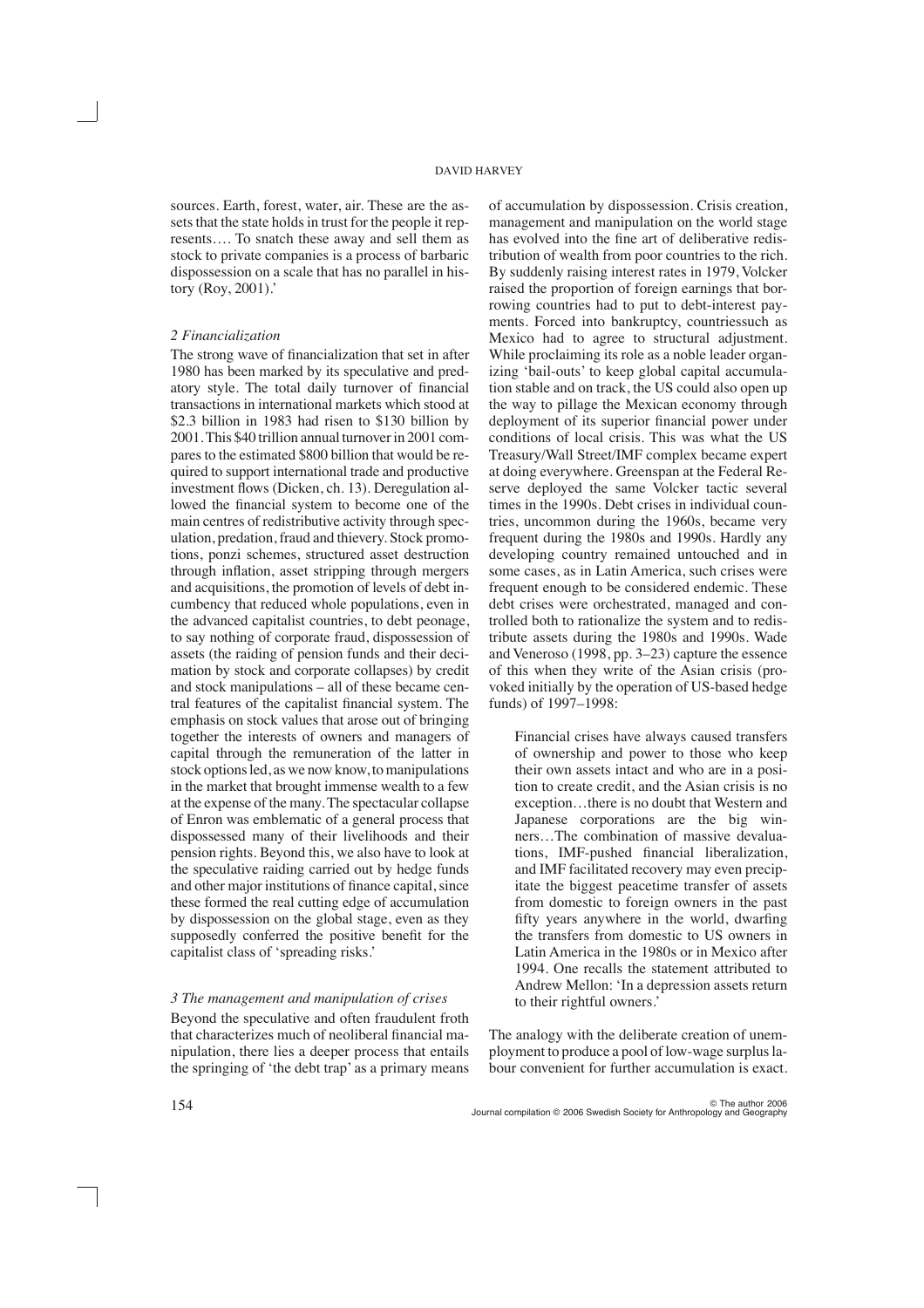sources. Earth, forest, water, air. These are the assets that the state holds in trust for the people it represents…. To snatch these away and sell them as stock to private companies is a process of barbaric dispossession on a scale that has no parallel in history (Roy, 2001).'

*2 Financialization*

The strong wave of financialization that set in after 1980 has been marked by its speculative and predatory style. The total daily turnover of financial transactions in international markets which stood at $2.3 billion in 1983 had risen to $130 billion by 2001. This $40 trillion annual turnover in 2001 compares to the estimated $800 billion that would be required to support international trade and productive investment flows (Dicken, ch. 13). Deregulation allowed the financial system to become one of the main centres of redistributive activity through speculation, predation, fraud and thievery. Stock promotions, ponzi schemes, structured asset destruction through inflation, asset stripping through mergers and acquisitions, the promotion of levels of debt incumbency that reduced whole populations, even in the advanced capitalist countries, to debt peonage, to say nothing of corporate fraud, dispossession of assets (the raiding of pension funds and their decimation by stock and corporate collapses) by credit and stock manipulations – all of these became central features of the capitalist financial system. The emphasis on stock values that arose out of bringing together the interests of owners and managers of capital through the remuneration of the latter in stock options led, as we now know, to manipulations in the market that brought immense wealth to a few at the expense of the many. The spectacular collapse of Enron was emblematic of a general process that dispossessed many of their livelihoods and their pension rights. Beyond this, we also have to look at the speculative raiding carried out by hedge funds and other major institutions of finance capital, since these formed the real cutting edge of accumulation by dispossession on the global stage, even as they supposedly conferred the positive benefit for the capitalist class of 'spreading risks.'

*3 The management and manipulation of crises*

Beyond the speculative and often fraudulent froth that characterizes much of neoliberal financial manipulation, there lies a deeper process that entails the springing of 'the debt trap' as a primary means of accumulation by dispossession. Crisis creation, management and manipulation on the world stage has evolved into the fine art of deliberative redistribution of wealth from poor countries to the rich. By suddenly raising interest rates in 1979, Volcker raised the proportion of foreign earnings that borrowing countries had to put to debt-interest payments. Forced into bankruptcy, countriessuch as Mexico had to agree to structural adjustment. While proclaiming its role as a noble leader organizing 'bail-outs' to keep global capital accumulation stable and on track, the US could also open up the way to pillage the Mexican economy through deployment of its superior financial power under conditions of local crisis. This was what the US Treasury/Wall Street/IMF complex became expert at doing everywhere. Greenspan at the Federal Reserve deployed the same Volcker tactic several times in the 1990s. Debt crises in individual countries, uncommon during the 1960s, became very frequent during the 1980s and 1990s. Hardly any developing country remained untouched and in some cases, as in Latin America, such crises were frequent enough to be considered endemic. These debt crises were orchestrated, managed and controlled both to rationalize the system and to redistribute assets during the 1980s and 1990s. Wade and Veneroso (1998, pp. 3–23) capture the essence of this when they write of the Asian crisis (provoked initially by the operation of US-based hedge funds) of 1997–1998:

> Financial crises have always caused transfers of ownership and power to those who keep their own assets intact and who are in a position to create credit, and the Asian crisis is no exception…there is no doubt that Western and Japanese corporations are the big winners…The combination of massive devaluations, IMF-pushed financial liberalization, and IMF facilitated recovery may even precipitate the biggest peacetime transfer of assets from domestic to foreign owners in the past fifty years anywhere in the world, dwarfing the transfers from domestic to US owners in Latin America in the 1980s or in Mexico after 1994. One recalls the statement attributed to Andrew Mellon: 'In a depression assets return to their rightful owners.'

The analogy with the deliberate creation of unemployment to produce a pool of low-wage surplus labour convenient for further accumulation is exact.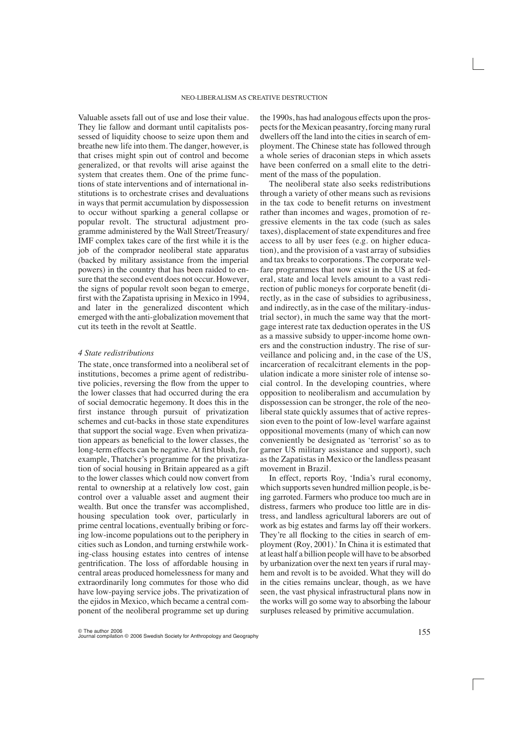Valuable assets fall out of use and lose their value. They lie fallow and dormant until capitalists possessed of liquidity choose to seize upon them and breathe new life into them. The danger, however, is that crises might spin out of control and become generalized, or that revolts will arise against the system that creates them. One of the prime functions of state interventions and of international institutions is to orchestrate crises and devaluations in ways that permit accumulation by dispossession to occur without sparking a general collapse or popular revolt. The structural adjustment programme administered by the Wall Street/Treasury/IMF complex takes care of the first while it is the job of the comprador neoliberal state apparatus (backed by military assistance from the imperial powers) in the country that has been raided to ensure that the second event does not occur. However, the signs of popular revolt soon began to emerge, first with the Zapatista uprising in Mexico in 1994, and later in the generalized discontent which emerged with the anti-globalization movement that cut its teeth in the revolt at Seattle.

### *4 State redistributions*

The state, once transformed into a neoliberal set of institutions, becomes a prime agent of redistributive policies, reversing the flow from the upper to the lower classes that had occurred during the era of social democratic hegemony. It does this in the first instance through pursuit of privatization schemes and cut-backs in those state expenditures that support the social wage. Even when privatization appears as beneficial to the lower classes, the long-term effects can be negative. At first blush, for example, Thatcher's programme for the privatization of social housing in Britain appeared as a gift to the lower classes which could now convert from rental to ownership at a relatively low cost, gain control over a valuable asset and augment their wealth. But once the transfer was accomplished, housing speculation took over, particularly in prime central locations, eventually bribing or forcing low-income populations out to the periphery in cities such as London, and turning erstwhile working-class housing estates into centres of intense gentrification. The loss of affordable housing in central areas produced homelessness for many and extraordinarily long commutes for those who did have low-paying service jobs. The privatization of the ejidos in Mexico, which became a central component of the neoliberal programme set up during the 1990s, has had analogous effects upon the prospects for the Mexican peasantry, forcing many rural dwellers off the land into the cities in search of employment. The Chinese state has followed through a whole series of draconian steps in which assets have been conferred on a small elite to the detriment of the mass of the population.

The neoliberal state also seeks redistributions through a variety of other means such as revisions in the tax code to benefit returns on investment rather than incomes and wages, promotion of regressive elements in the tax code (such as sales taxes), displacement of state expenditures and free access to all by user fees (e.g. on higher education), and the provision of a vast array of subsidies and tax breaks to corporations. The corporate welfare programmes that now exist in the US at federal, state and local levels amount to a vast redirection of public moneys for corporate benefit (directly, as in the case of subsidies to agribusiness, and indirectly, as in the case of the military-industrial sector), in much the same way that the mortgage interest rate tax deduction operates in the US as a massive subsidy to upper-income home owners and the construction industry. The rise of surveillance and policing and, in the case of the US, incarceration of recalcitrant elements in the population indicate a more sinister role of intense social control. In the developing countries, where opposition to neoliberalism and accumulation by dispossession can be stronger, the role of the neoliberal state quickly assumes that of active repression even to the point of low-level warfare against oppositional movements (many of which can now conveniently be designated as 'terrorist' so as to garner US military assistance and support), such as the Zapatistas in Mexico or the landless peasant movement in Brazil.

In effect, reports Roy, 'India's rural economy, which supports seven hundred million people, is being garroted. Farmers who produce too much are in distress, farmers who produce too little are in distress, and landless agricultural laborers are out of work as big estates and farms lay off their workers. They're all flocking to the cities in search of employment (Roy, 2001).' In China it is estimated that at least half a billion people will have to be absorbed by urbanization over the next ten years if rural mayhem and revolt is to be avoided. What they will do in the cities remains unclear, though, as we have seen, the vast physical infrastructural plans now in the works will go some way to absorbing the labour surpluses released by primitive accumulation.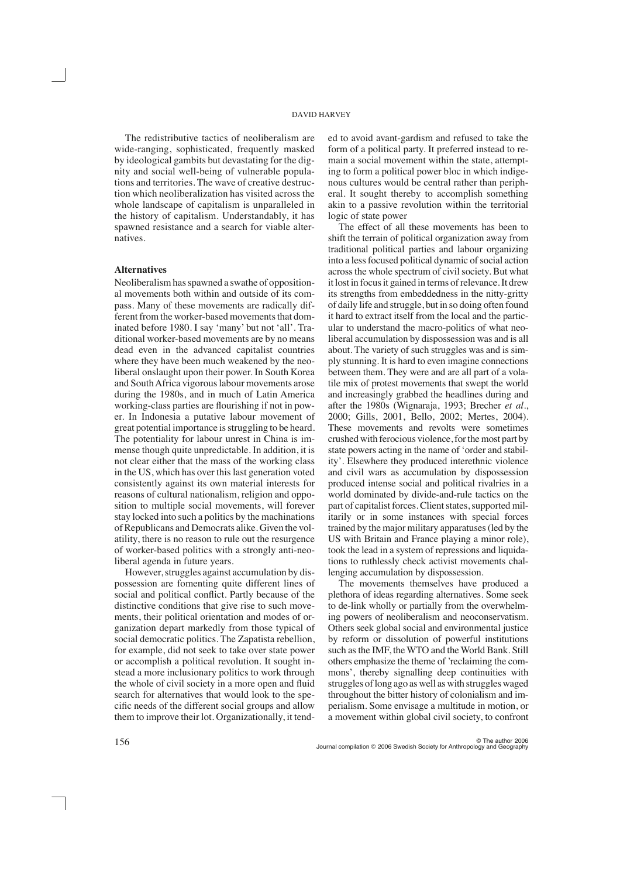The redistributive tactics of neoliberalism are wide-ranging, sophisticated, frequently masked by ideological gambits but devastating for the dignity and social well-being of vulnerable populations and territories. The wave of creative destruction which neoliberalization has visited across the whole landscape of capitalism is unparalleled in the history of capitalism. Understandably, it has spawned resistance and a search for viable alternatives.

## Alternatives

Neoliberalism has spawned a swathe of oppositional movements both within and outside of its compass. Many of these movements are radically different from the worker-based movements that dominated before 1980. I say 'many' but not 'all'. Traditional worker-based movements are by no means dead even in the advanced capitalist countries where they have been much weakened by the neoliberal onslaught upon their power. In South Korea and South Africa vigorous labour movements arose during the 1980s, and in much of Latin America working-class parties are flourishing if not in power. In Indonesia a putative labour movement of great potential importance is struggling to be heard. The potentiality for labour unrest in China is immense though quite unpredictable. In addition, it is not clear either that the mass of the working class in the US, which has over this last generation voted consistently against its own material interests for reasons of cultural nationalism, religion and opposition to multiple social movements, will forever stay locked into such a politics by the machinations of Republicans and Democrats alike. Given the volatility, there is no reason to rule out the resurgence of worker-based politics with a strongly anti-neoliberal agenda in future years.

However, struggles against accumulation by dispossession are fomenting quite different lines of social and political conflict. Partly because of the distinctive conditions that give rise to such movements, their political orientation and modes of organization depart markedly from those typical of social democratic politics. The Zapatista rebellion, for example, did not seek to take over state power or accomplish a political revolution. It sought instead a more inclusionary politics to work through the whole of civil society in a more open and fluid search for alternatives that would look to the specific needs of the different social groups and allow them to improve their lot. Organizationally, it tended to avoid avant-gardism and refused to take the form of a political party. It preferred instead to remain a social movement within the state, attempting to form a political power bloc in which indigenous cultures would be central rather than peripheral. It sought thereby to accomplish something akin to a passive revolution within the territorial logic of state power

The effect of all these movements has been to shift the terrain of political organization away from traditional political parties and labour organizing into a less focused political dynamic of social action across the whole spectrum of civil society. But what it lost in focus it gained in terms of relevance. It drew its strengths from embeddedness in the nitty-gritty of daily life and struggle, but in so doing often found it hard to extract itself from the local and the particular to understand the macro-politics of what neoliberal accumulation by dispossession was and is all about. The variety of such struggles was and is simply stunning. It is hard to even imagine connections between them. They were and are all part of a volatile mix of protest movements that swept the world and increasingly grabbed the headlines during and after the 1980s (Wignaraja, 1993; Brecher *et al*., 2000; Gills, 2001, Bello, 2002; Mertes, 2004). These movements and revolts were sometimes crushed with ferocious violence, for the most part by state powers acting in the name of 'order and stability'. Elsewhere they produced interethnic violence and civil wars as accumulation by dispossession produced intense social and political rivalries in a world dominated by divide-and-rule tactics on the part of capitalist forces. Client states, supported militarily or in some instances with special forces trained by the major military apparatuses (led by the US with Britain and France playing a minor role), took the lead in a system of repressions and liquidations to ruthlessly check activist movements challenging accumulation by dispossession.

The movements themselves have produced a plethora of ideas regarding alternatives. Some seek to de-link wholly or partially from the overwhelming powers of neoliberalism and neoconservatism. Others seek global social and environmental justice by reform or dissolution of powerful institutions such as the IMF, the WTO and the World Bank. Still others emphasize the theme of 'reclaiming the commons', thereby signalling deep continuities with struggles of long ago as well as with struggles waged throughout the bitter history of colonialism and imperialism. Some envisage a multitude in motion, or a movement within global civil society, to confront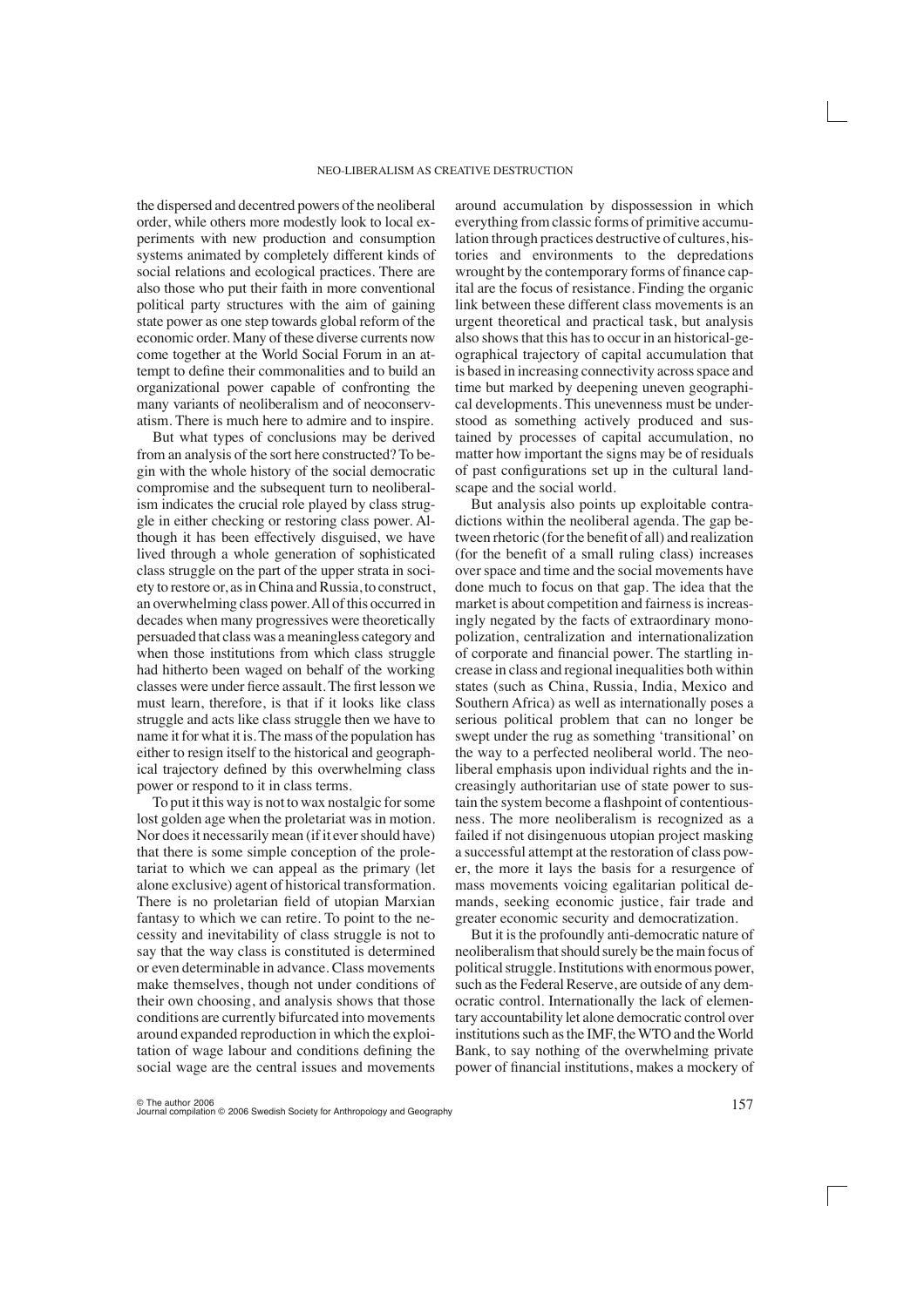the dispersed and decentred powers of the neoliberal order, while others more modestly look to local experiments with new production and consumption systems animated by completely different kinds of social relations and ecological practices. There are also those who put their faith in more conventional political party structures with the aim of gaining state power as one step towards global reform of the economic order. Many of these diverse currents now come together at the World Social Forum in an attempt to define their commonalities and to build an organizational power capable of confronting the many variants of neoliberalism and of neoconservatism. There is much here to admire and to inspire.

But what types of conclusions may be derived from an analysis of the sort here constructed? To begin with the whole history of the social democratic compromise and the subsequent turn to neoliberalism indicates the crucial role played by class struggle in either checking or restoring class power. Although it has been effectively disguised, we have lived through a whole generation of sophisticated class struggle on the part of the upper strata in society to restore or, as in China and Russia, to construct, an overwhelming class power. All of this occurred in decades when many progressives were theoretically persuaded that class was a meaningless category and when those institutions from which class struggle had hitherto been waged on behalf of the working classes were under fierce assault. The first lesson we must learn, therefore, is that if it looks like class struggle and acts like class struggle then we have to name it for what it is. The mass of the population has either to resign itself to the historical and geographical trajectory defined by this overwhelming class power or respond to it in class terms.

To put it this way is not to wax nostalgic for some lost golden age when the proletariat was in motion. Nor does it necessarily mean (if it ever should have) that there is some simple conception of the proletariat to which we can appeal as the primary (let alone exclusive) agent of historical transformation. There is no proletarian field of utopian Marxian fantasy to which we can retire. To point to the necessity and inevitability of class struggle is not to say that the way class is constituted is determined or even determinable in advance. Class movements make themselves, though not under conditions of their own choosing, and analysis shows that those conditions are currently bifurcated into movements around expanded reproduction in which the exploitation of wage labour and conditions defining the social wage are the central issues and movements around accumulation by dispossession in which everything from classic forms of primitive accumulation through practices destructive of cultures, histories and environments to the depredations wrought by the contemporary forms of finance capital are the focus of resistance. Finding the organic link between these different class movements is an urgent theoretical and practical task, but analysis also shows that this has to occur in an historical-geographical trajectory of capital accumulation that is based in increasing connectivity across space and time but marked by deepening uneven geographical developments. This unevenness must be understood as something actively produced and sustained by processes of capital accumulation, no matter how important the signs may be of residuals of past configurations set up in the cultural landscape and the social world.

But analysis also points up exploitable contradictions within the neoliberal agenda. The gap between rhetoric (for the benefit of all) and realization (for the benefit of a small ruling class) increases over space and time and the social movements have done much to focus on that gap. The idea that the market is about competition and fairness is increasingly negated by the facts of extraordinary monopolization, centralization and internationalization of corporate and financial power. The startling increase in class and regional inequalities both within states (such as China, Russia, India, Mexico and Southern Africa) as well as internationally poses a serious political problem that can no longer be swept under the rug as something 'transitional' on the way to a perfected neoliberal world. The neoliberal emphasis upon individual rights and the increasingly authoritarian use of state power to sustain the system become a flashpoint of contentiousness. The more neoliberalism is recognized as a failed if not disingenuous utopian project masking a successful attempt at the restoration of class power, the more it lays the basis for a resurgence of mass movements voicing egalitarian political demands, seeking economic justice, fair trade and greater economic security and democratization.

But it is the profoundly anti-democratic nature of neoliberalism that should surely be the main focus of political struggle. Institutions with enormous power, such as the Federal Reserve, are outside of any democratic control. Internationally the lack of elementary accountability let alone democratic control over institutions such as the IMF, the WTO and the World Bank, to say nothing of the overwhelming private power of financial institutions, makes a mockery of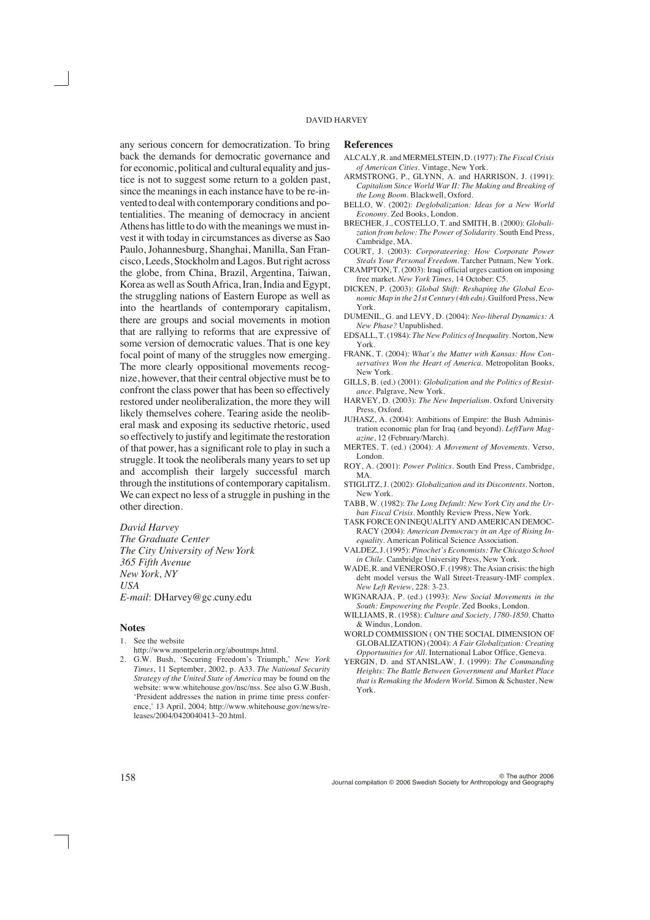any serious concern for democratization. To bring back the demands for democratic governance and for economic, political and cultural equality and justice is not to suggest some return to a golden past, since the meanings in each instance have to be re-invented to deal with contemporary conditions and potentialities. The meaning of democracy in ancient Athens has little to do with the meanings we must invest it with today in circumstances as diverse as Sao Paulo, Johannesburg, Shanghai, Manilla, San Francisco, Leeds, Stockholm and Lagos. But right across the globe, from China, Brazil, Argentina, Taiwan, Korea as well as South Africa, Iran, India and Egypt, the struggling nations of Eastern Europe as well as into the heartlands of contemporary capitalism, there are groups and social movements in motion that are rallying to reforms that are expressive of some version of democratic values. That is one key focal point of many of the struggles now emerging. The more clearly oppositional movements recognize, however, that their central objective must be to confront the class power that has been so effectively restored under neoliberalization, the more they will likely themselves cohere. Tearing aside the neoliberal mask and exposing its seductive rhetoric, used so effectively to justify and legitimate the restoration of that power, has a significant role to play in such a struggle. It took the neoliberals many years to set up and accomplish their largely successful march through the institutions of contemporary capitalism. We can expect no less of a struggle in pushing in the other direction.

*David Harvey*
*The Graduate Center*
*The City University of New York*
*365 Fifth Avenue*
*New York, NY*
*USA*
*E-mail*: DHarvey@gc.cuny.edu

## Notes

1. See the website http://www.montpelerin.org/aboutmps.html.
2. G.W. Bush, 'Securing Freedom's Triumph,' *New York Times*, 11 September, 2002, p. A33. *The National Security Strategy of the United State of America* may be found on the website: www.whitehouse.gov/nsc/nss. See also G.W.Bush, 'President addresses the nation in prime time press conference,' 13 April, 2004; http://www.whitehouse,gov/news/releases/2004/0420040413–20.html.

## References

ALCALY, R. and MERMELSTEIN, D. (1977): *The Fiscal Crisis of American Cities*. Vintage, New York.

ARMSTRONG, P., GLYNN, A. and HARRISON, J. (1991): *Capitalism Since World War II: The Making and Breaking of the Long Boom*. Blackwell, Oxford.

BELLO, W. (2002): *Deglobalization: Ideas for a New World Economy*. Zed Books, London.

BRECHER, J., COSTELLO, T. and SMITH, B. (2000): *Globalization from below: The Power of Solidarity*. South End Press, Cambridge, MA.

COURT, J. (2003): *Corporateering: How Corporate Power Steals Your Personal Freedom*. Tarcher Putnam, New York.

CRAMPTON, T. (2003): Iraqi official urges caution on imposing free market. *New York Times*, 14 October: C5.

DICKEN, P. (2003): *Global Shift: Reshaping the Global Economic Map in the 21st Century (4th edn)*. Guilford Press, New York.

DUMENIL, G. and LEVY, D. (2004): *Neo-liberal Dynamics: A New Phase?* Unpublished.

EDSALL, T. (1984): *The New Politics of Inequality*. Norton, New York.

FRANK, T. (2004): *What's the Matter with Kansas: How Conservatives Won the Heart of America*. Metropolitan Books, New York.

GILLS, B. (ed.) (2001): *Globalization and the Politics of Resistance*. Palgrave, New York.

HARVEY, D. (2003): *The New Imperialism*. Oxford University Press, Oxford.

JUHASZ, A. (2004): Ambitions of Empire: the Bush Administration economic plan for Iraq (and beyond). *LeftTurn Magazine*, 12 (February/March).

MERTES, T. (ed.) (2004): *A Movement of Movements*. Verso, London.

ROY, A. (2001): *Power Politics*. South End Press, Cambridge, MA.

STIGLITZ, J. (2002): *Globalization and its Discontents*. Norton, New York.

TABB, W. (1982): *The Long Default: New York City and the Urban Fiscal Crisis*. Monthly Review Press, New York.

TASK FORCE ON INEQUALITY AND AMERICAN DEMOCRACY (2004): *American Democracy in an Age of Rising Inequality*. American Political Science Association.

VALDEZ, J. (1995): *Pinochet's Economists: The Chicago School in Chile*. Cambridge University Press, New York.

WADE, R. and VENEROSO, F. (1998): The Asian crisis: the high debt model versus the Wall Street-Treasury-IMF complex. *New Left Review*, 228: 3-23.

WIGNARAJA, P. (ed.) (1993): *New Social Movements in the South: Empowering the People*. Zed Books, London.

WILLIAMS, R. (1958): *Culture and Society, 1780-1850*. Chatto & Windus, London.

WORLD COMMISSION ( ON THE SOCIAL DIMENSION OF GLOBALIZATION) (2004): *A Fair Globalization: Creating Opportunities for All*. International Labor Office, Geneva.

YERGIN, D. and STANISLAW, J. (1999): *The Commanding Heights: The Battle Between Government and Market Place that is Remaking the Modern World*. Simon & Schuster, New York.